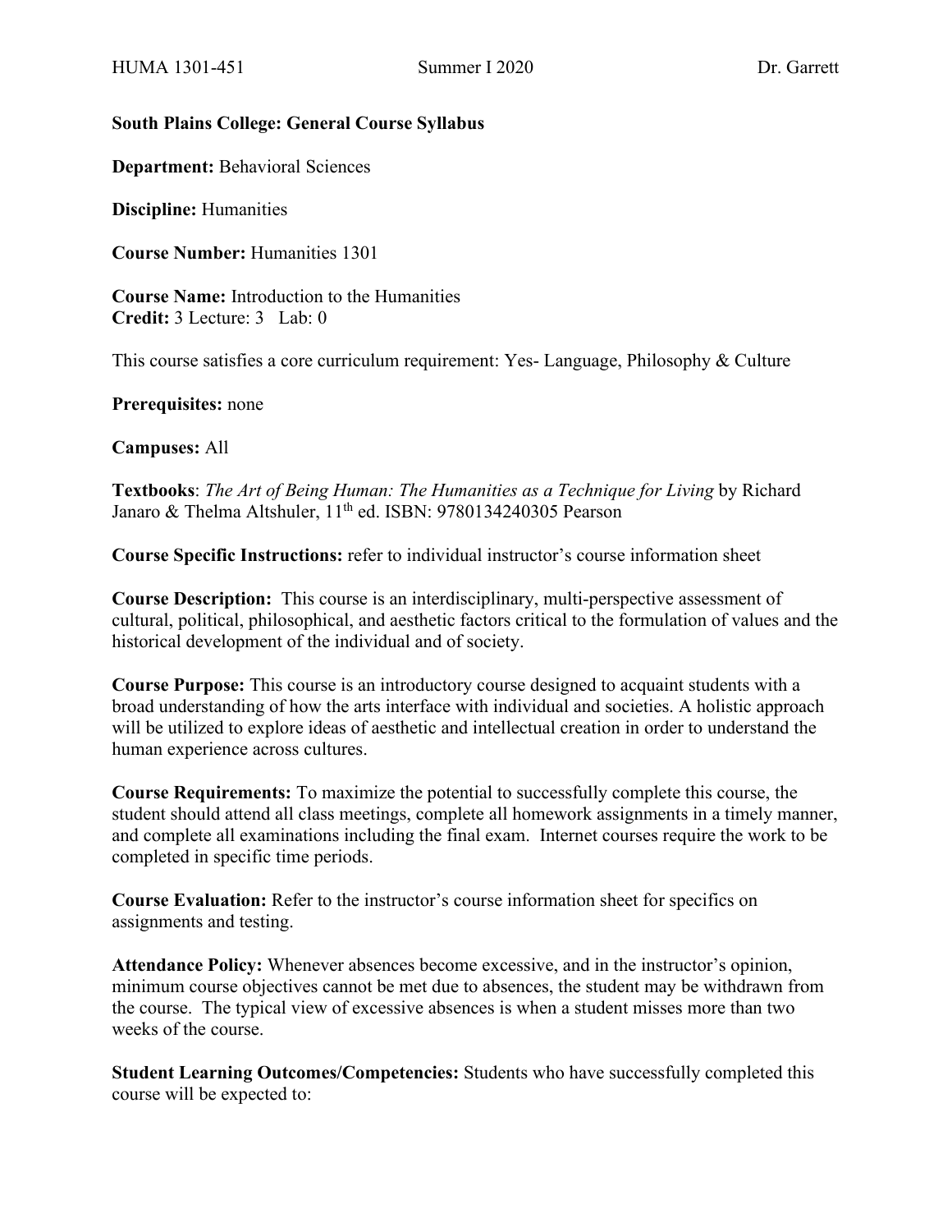**South Plains College: General Course Syllabus**

**Department:** Behavioral Sciences

**Discipline:** Humanities

**Course Number:** Humanities 1301

**Course Name:** Introduction to the Humanities
**Credit:** 3 Lecture: 3 Lab: 0

This course satisfies a core curriculum requirement: Yes- Language, Philosophy & Culture

**Prerequisites:** none

**Campuses:** All

**Textbooks**: *The Art of Being Human: The Humanities as a Technique for Living* by Richard Janaro & Thelma Altshuler, 11th ed. ISBN: 9780134240305 Pearson

**Course Specific Instructions:** refer to individual instructor's course information sheet

**Course Description:** This course is an interdisciplinary, multi-perspective assessment of cultural, political, philosophical, and aesthetic factors critical to the formulation of values and the historical development of the individual and of society.

**Course Purpose:** This course is an introductory course designed to acquaint students with a broad understanding of how the arts interface with individual and societies. A holistic approach will be utilized to explore ideas of aesthetic and intellectual creation in order to understand the human experience across cultures.

**Course Requirements:** To maximize the potential to successfully complete this course, the student should attend all class meetings, complete all homework assignments in a timely manner, and complete all examinations including the final exam. Internet courses require the work to be completed in specific time periods.

**Course Evaluation:** Refer to the instructor's course information sheet for specifics on assignments and testing.

**Attendance Policy:** Whenever absences become excessive, and in the instructor's opinion, minimum course objectives cannot be met due to absences, the student may be withdrawn from the course. The typical view of excessive absences is when a student misses more than two weeks of the course.

**Student Learning Outcomes/Competencies:** Students who have successfully completed this course will be expected to: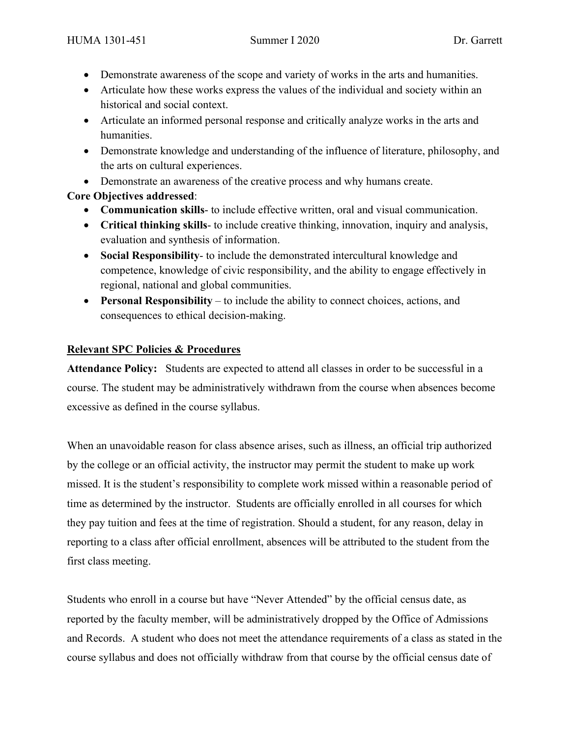- Demonstrate awareness of the scope and variety of works in the arts and humanities.
- Articulate how these works express the values of the individual and society within an historical and social context.
- Articulate an informed personal response and critically analyze works in the arts and humanities.
- Demonstrate knowledge and understanding of the influence of literature, philosophy, and the arts on cultural experiences.
- Demonstrate an awareness of the creative process and why humans create.

**Core Objectives addressed**:

- **Communication skills**- to include effective written, oral and visual communication.
- **Critical thinking skills**- to include creative thinking, innovation, inquiry and analysis, evaluation and synthesis of information.
- **Social Responsibility**- to include the demonstrated intercultural knowledge and competence, knowledge of civic responsibility, and the ability to engage effectively in regional, national and global communities.
- **Personal Responsibility** – to include the ability to connect choices, actions, and consequences to ethical decision-making.

## Relevant SPC Policies & Procedures

**Attendance Policy:** Students are expected to attend all classes in order to be successful in a course. The student may be administratively withdrawn from the course when absences become excessive as defined in the course syllabus.

When an unavoidable reason for class absence arises, such as illness, an official trip authorized by the college or an official activity, the instructor may permit the student to make up work missed. It is the student's responsibility to complete work missed within a reasonable period of time as determined by the instructor. Students are officially enrolled in all courses for which they pay tuition and fees at the time of registration. Should a student, for any reason, delay in reporting to a class after official enrollment, absences will be attributed to the student from the first class meeting.

Students who enroll in a course but have "Never Attended" by the official census date, as reported by the faculty member, will be administratively dropped by the Office of Admissions and Records. A student who does not meet the attendance requirements of a class as stated in the course syllabus and does not officially withdraw from that course by the official census date of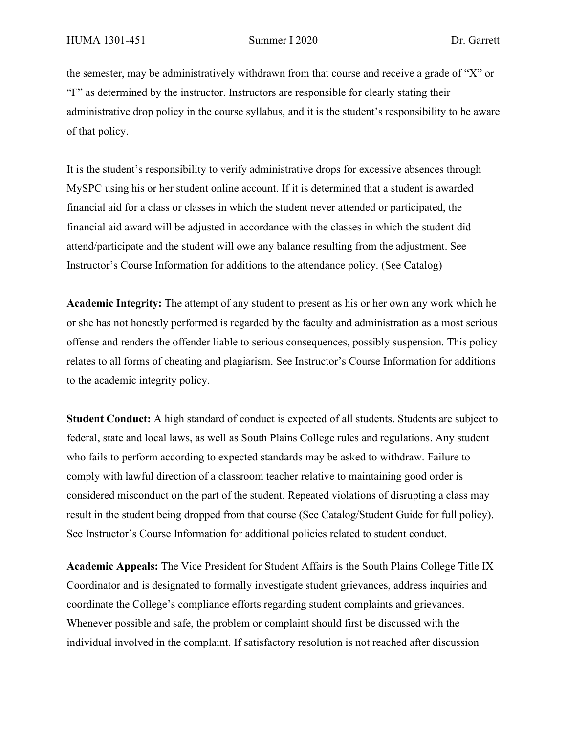the semester, may be administratively withdrawn from that course and receive a grade of "X" or "F" as determined by the instructor. Instructors are responsible for clearly stating their administrative drop policy in the course syllabus, and it is the student's responsibility to be aware of that policy.

It is the student's responsibility to verify administrative drops for excessive absences through MySPC using his or her student online account. If it is determined that a student is awarded financial aid for a class or classes in which the student never attended or participated, the financial aid award will be adjusted in accordance with the classes in which the student did attend/participate and the student will owe any balance resulting from the adjustment. See Instructor's Course Information for additions to the attendance policy. (See Catalog)

**Academic Integrity:** The attempt of any student to present as his or her own any work which he or she has not honestly performed is regarded by the faculty and administration as a most serious offense and renders the offender liable to serious consequences, possibly suspension. This policy relates to all forms of cheating and plagiarism. See Instructor's Course Information for additions to the academic integrity policy.

**Student Conduct:** A high standard of conduct is expected of all students. Students are subject to federal, state and local laws, as well as South Plains College rules and regulations. Any student who fails to perform according to expected standards may be asked to withdraw. Failure to comply with lawful direction of a classroom teacher relative to maintaining good order is considered misconduct on the part of the student. Repeated violations of disrupting a class may result in the student being dropped from that course (See Catalog/Student Guide for full policy). See Instructor's Course Information for additional policies related to student conduct.

**Academic Appeals:** The Vice President for Student Affairs is the South Plains College Title IX Coordinator and is designated to formally investigate student grievances, address inquiries and coordinate the College's compliance efforts regarding student complaints and grievances. Whenever possible and safe, the problem or complaint should first be discussed with the individual involved in the complaint. If satisfactory resolution is not reached after discussion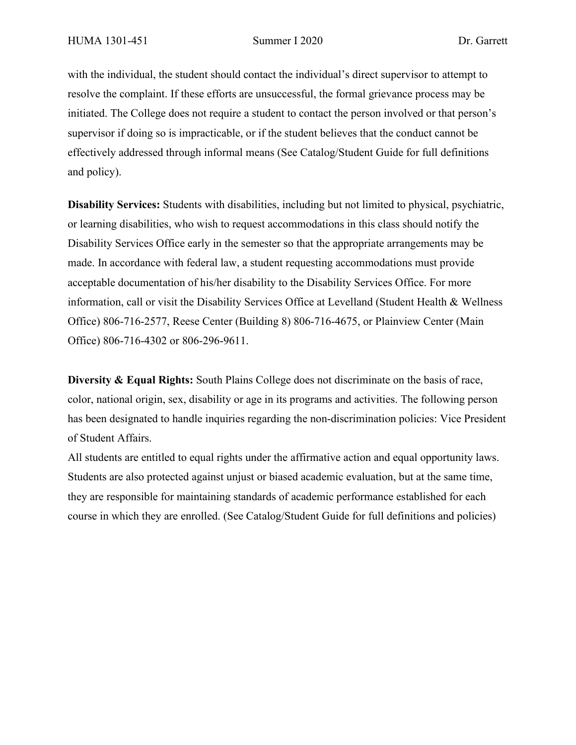with the individual, the student should contact the individual's direct supervisor to attempt to resolve the complaint. If these efforts are unsuccessful, the formal grievance process may be initiated. The College does not require a student to contact the person involved or that person's supervisor if doing so is impracticable, or if the student believes that the conduct cannot be effectively addressed through informal means (See Catalog/Student Guide for full definitions and policy).

**Disability Services:** Students with disabilities, including but not limited to physical, psychiatric, or learning disabilities, who wish to request accommodations in this class should notify the Disability Services Office early in the semester so that the appropriate arrangements may be made. In accordance with federal law, a student requesting accommodations must provide acceptable documentation of his/her disability to the Disability Services Office. For more information, call or visit the Disability Services Office at Levelland (Student Health & Wellness Office) 806-716-2577, Reese Center (Building 8) 806-716-4675, or Plainview Center (Main Office) 806-716-4302 or 806-296-9611.

**Diversity & Equal Rights:** South Plains College does not discriminate on the basis of race, color, national origin, sex, disability or age in its programs and activities. The following person has been designated to handle inquiries regarding the non-discrimination policies: Vice President of Student Affairs.

All students are entitled to equal rights under the affirmative action and equal opportunity laws. Students are also protected against unjust or biased academic evaluation, but at the same time, they are responsible for maintaining standards of academic performance established for each course in which they are enrolled. (See Catalog/Student Guide for full definitions and policies)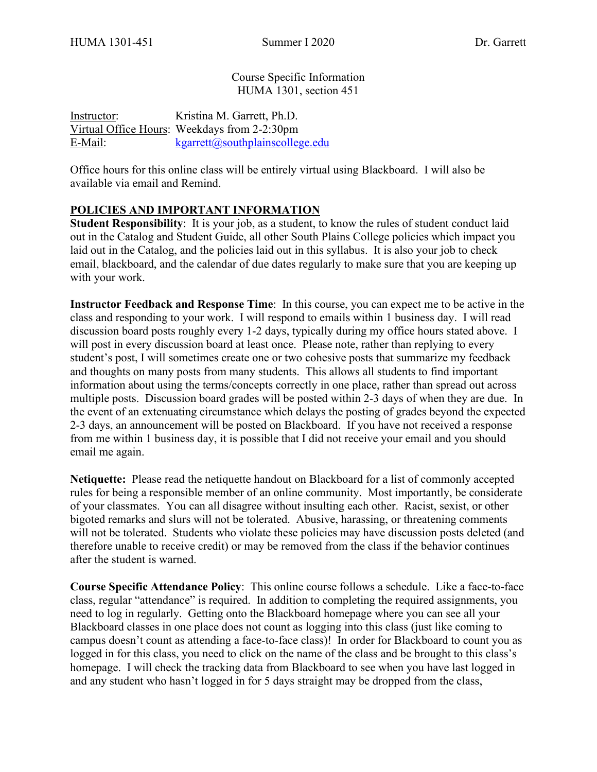Course Specific Information
HUMA 1301, section 451

Instructor: Kristina M. Garrett, Ph.D.
Virtual Office Hours: Weekdays from 2-2:30pm
E-Mail: kgarrett@southplainscollege.edu

Office hours for this online class will be entirely virtual using Blackboard. I will also be available via email and Remind.

## POLICIES AND IMPORTANT INFORMATION

**Student Responsibility**: It is your job, as a student, to know the rules of student conduct laid out in the Catalog and Student Guide, all other South Plains College policies which impact you laid out in the Catalog, and the policies laid out in this syllabus. It is also your job to check email, blackboard, and the calendar of due dates regularly to make sure that you are keeping up with your work.

**Instructor Feedback and Response Time**: In this course, you can expect me to be active in the class and responding to your work. I will respond to emails within 1 business day. I will read discussion board posts roughly every 1-2 days, typically during my office hours stated above. I will post in every discussion board at least once. Please note, rather than replying to every student's post, I will sometimes create one or two cohesive posts that summarize my feedback and thoughts on many posts from many students. This allows all students to find important information about using the terms/concepts correctly in one place, rather than spread out across multiple posts. Discussion board grades will be posted within 2-3 days of when they are due. In the event of an extenuating circumstance which delays the posting of grades beyond the expected 2-3 days, an announcement will be posted on Blackboard. If you have not received a response from me within 1 business day, it is possible that I did not receive your email and you should email me again.

**Netiquette:** Please read the netiquette handout on Blackboard for a list of commonly accepted rules for being a responsible member of an online community. Most importantly, be considerate of your classmates. You can all disagree without insulting each other. Racist, sexist, or other bigoted remarks and slurs will not be tolerated. Abusive, harassing, or threatening comments will not be tolerated. Students who violate these policies may have discussion posts deleted (and therefore unable to receive credit) or may be removed from the class if the behavior continues after the student is warned.

**Course Specific Attendance Policy**: This online course follows a schedule. Like a face-to-face class, regular "attendance" is required. In addition to completing the required assignments, you need to log in regularly. Getting onto the Blackboard homepage where you can see all your Blackboard classes in one place does not count as logging into this class (just like coming to campus doesn't count as attending a face-to-face class)! In order for Blackboard to count you as logged in for this class, you need to click on the name of the class and be brought to this class's homepage. I will check the tracking data from Blackboard to see when you have last logged in and any student who hasn't logged in for 5 days straight may be dropped from the class,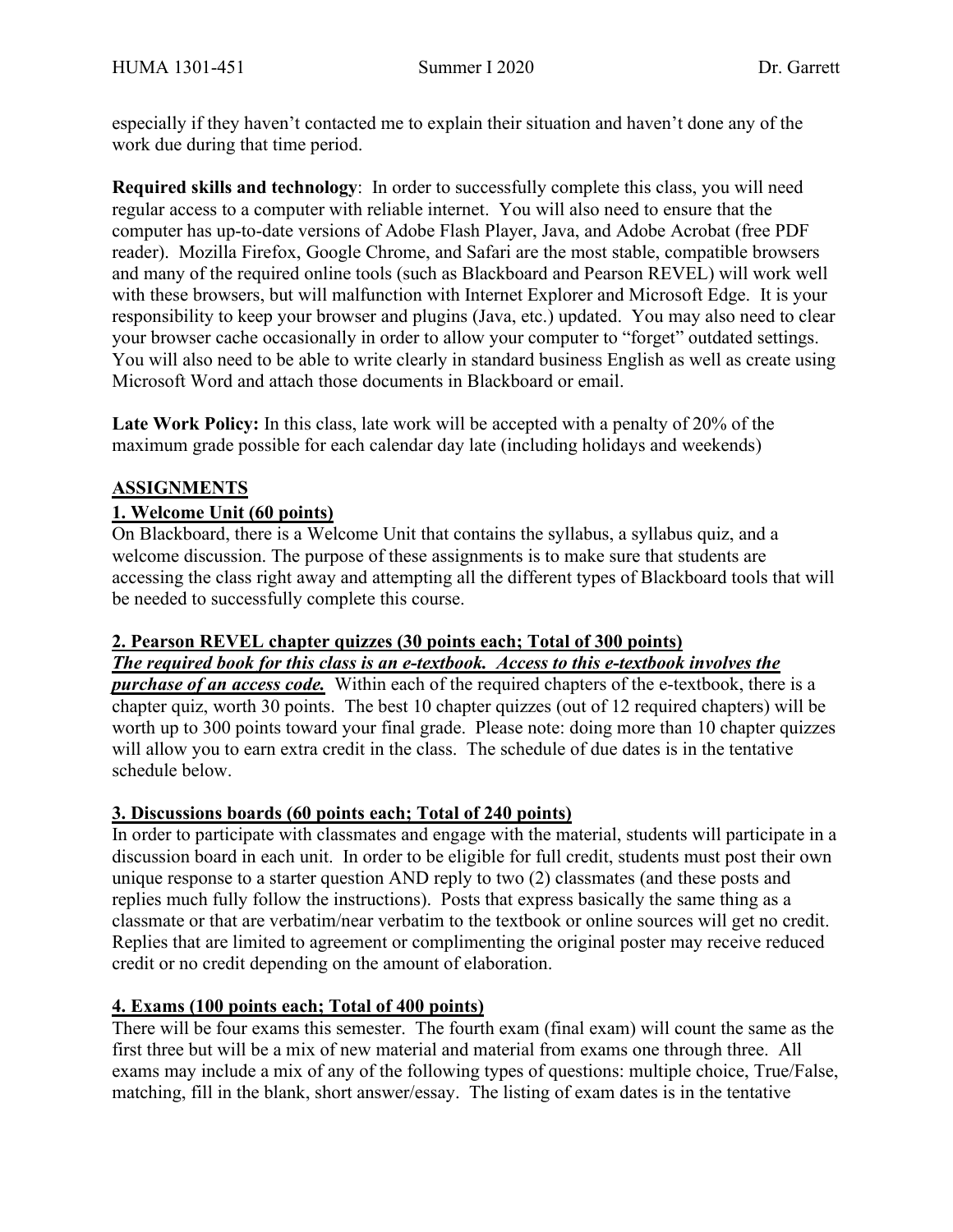especially if they haven't contacted me to explain their situation and haven't done any of the work due during that time period.

**Required skills and technology**: In order to successfully complete this class, you will need regular access to a computer with reliable internet. You will also need to ensure that the computer has up-to-date versions of Adobe Flash Player, Java, and Adobe Acrobat (free PDF reader). Mozilla Firefox, Google Chrome, and Safari are the most stable, compatible browsers and many of the required online tools (such as Blackboard and Pearson REVEL) will work well with these browsers, but will malfunction with Internet Explorer and Microsoft Edge. It is your responsibility to keep your browser and plugins (Java, etc.) updated. You may also need to clear your browser cache occasionally in order to allow your computer to "forget" outdated settings. You will also need to be able to write clearly in standard business English as well as create using Microsoft Word and attach those documents in Blackboard or email.

**Late Work Policy:** In this class, late work will be accepted with a penalty of 20% of the maximum grade possible for each calendar day late (including holidays and weekends)

## ASSIGNMENTS

### 1. Welcome Unit (60 points)

On Blackboard, there is a Welcome Unit that contains the syllabus, a syllabus quiz, and a welcome discussion. The purpose of these assignments is to make sure that students are accessing the class right away and attempting all the different types of Blackboard tools that will be needed to successfully complete this course.

### 2. Pearson REVEL chapter quizzes (30 points each; Total of 300 points)

***The required book for this class is an e-textbook. Access to this e-textbook involves the purchase of an access code.*** Within each of the required chapters of the e-textbook, there is a chapter quiz, worth 30 points. The best 10 chapter quizzes (out of 12 required chapters) will be worth up to 300 points toward your final grade. Please note: doing more than 10 chapter quizzes will allow you to earn extra credit in the class. The schedule of due dates is in the tentative schedule below.

### 3. Discussions boards (60 points each; Total of 240 points)

In order to participate with classmates and engage with the material, students will participate in a discussion board in each unit. In order to be eligible for full credit, students must post their own unique response to a starter question AND reply to two (2) classmates (and these posts and replies much fully follow the instructions). Posts that express basically the same thing as a classmate or that are verbatim/near verbatim to the textbook or online sources will get no credit. Replies that are limited to agreement or complimenting the original poster may receive reduced credit or no credit depending on the amount of elaboration.

### 4. Exams (100 points each; Total of 400 points)

There will be four exams this semester. The fourth exam (final exam) will count the same as the first three but will be a mix of new material and material from exams one through three. All exams may include a mix of any of the following types of questions: multiple choice, True/False, matching, fill in the blank, short answer/essay. The listing of exam dates is in the tentative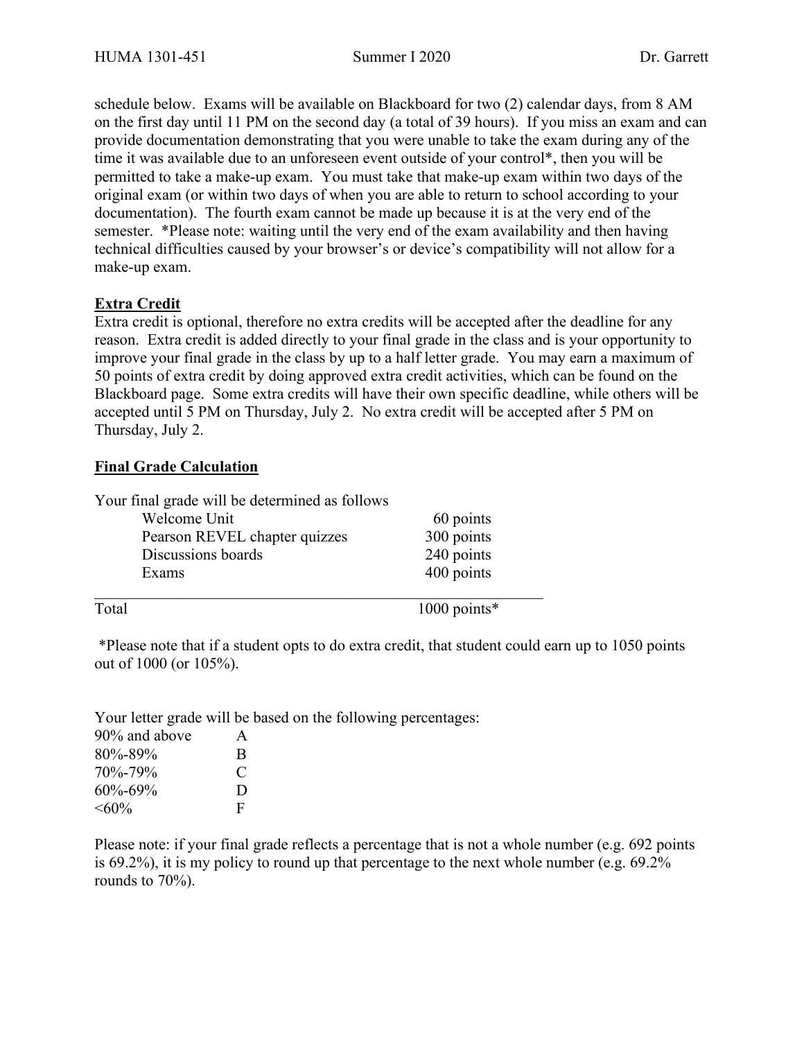schedule below. Exams will be available on Blackboard for two (2) calendar days, from 8 AM on the first day until 11 PM on the second day (a total of 39 hours). If you miss an exam and can provide documentation demonstrating that you were unable to take the exam during any of the time it was available due to an unforeseen event outside of your control*, then you will be permitted to take a make-up exam. You must take that make-up exam within two days of the original exam (or within two days of when you are able to return to school according to your documentation). The fourth exam cannot be made up because it is at the very end of the semester. *Please note: waiting until the very end of the exam availability and then having technical difficulties caused by your browser's or device's compatibility will not allow for a make-up exam.

## Extra Credit

Extra credit is optional, therefore no extra credits will be accepted after the deadline for any reason. Extra credit is added directly to your final grade in the class and is your opportunity to improve your final grade in the class by up to a half letter grade. You may earn a maximum of 50 points of extra credit by doing approved extra credit activities, which can be found on the Blackboard page. Some extra credits will have their own specific deadline, while others will be accepted until 5 PM on Thursday, July 2. No extra credit will be accepted after 5 PM on Thursday, July 2.

## Final Grade Calculation

Your final grade will be determined as follows

| | |
|---|---|
| Welcome Unit | 60 points |
| Pearson REVEL chapter quizzes | 300 points |
| Discussions boards | 240 points |
| Exams | 400 points |
| Total | 1000 points* |

*Please note that if a student opts to do extra credit, that student could earn up to 1050 points out of 1000 (or 105%).

Your letter grade will be based on the following percentages:

| | |
|---|---|
| 90% and above | A |
| 80%-89% | B |
| 70%-79% | C |
| 60%-69% | D |
| <60% | F |

Please note: if your final grade reflects a percentage that is not a whole number (e.g. 692 points is 69.2%), it is my policy to round up that percentage to the next whole number (e.g. 69.2% rounds to 70%).